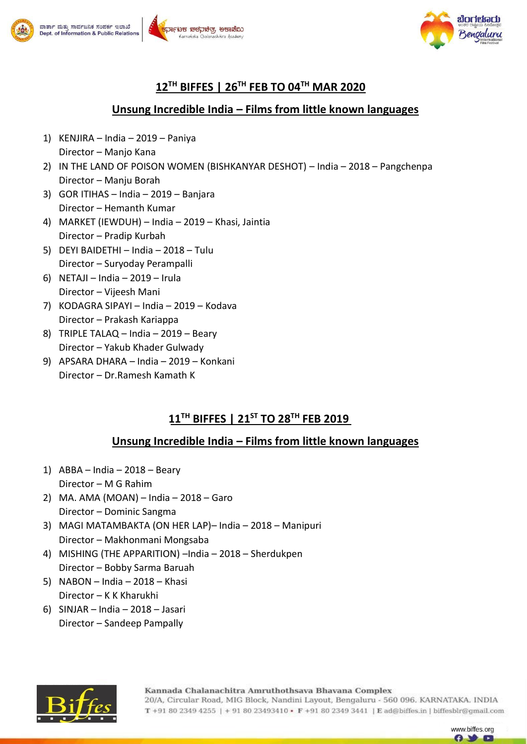## 12TH BIFFES | 26TH FEB TO 04TH MAR 2020

### Unsung Incredible India – Films from little known languages

1) KENJIRA – India – 2019 – Paniya
   Director – Manjo Kana
2) IN THE LAND OF POISON WOMEN (BISHKANYAR DESHOT) – India – 2018 – Pangchenpa
   Director – Manju Borah
3) GOR ITIHAS – India – 2019 – Banjara
   Director – Hemanth Kumar
4) MARKET (IEWDUH) – India – 2019 – Khasi, Jaintia
   Director – Pradip Kurbah
5) DEYI BAIDETHI – India – 2018 – Tulu
   Director – Suryoday Perampalli
6) NETAJI – India – 2019 – Irula
   Director – Vijeesh Mani
7) KODAGRA SIPAYI – India – 2019 – Kodava
   Director – Prakash Kariappa
8) TRIPLE TALAQ – India – 2019 – Beary
   Director – Yakub Khader Gulwady
9) APSARA DHARA – India – 2019 – Konkani
   Director – Dr.Ramesh Kamath K

## 11TH BIFFES | 21ST TO 28TH FEB 2019

### Unsung Incredible India – Films from little known languages

1) ABBA – India – 2018 – Beary
   Director – M G Rahim
2) MA. AMA (MOAN) – India – 2018 – Garo
   Director – Dominic Sangma
3) MAGI MATAMBAKTA (ON HER LAP)– India – 2018 – Manipuri
   Director – Makhonmani Mongsaba
4) MISHING (THE APPARITION) –India – 2018 – Sherdukpen
   Director – Bobby Sarma Baruah
5) NABON – India – 2018 – Khasi
   Director – K K Kharukhi
6) SINJAR – India – 2018 – Jasari
   Director – Sandeep Pampally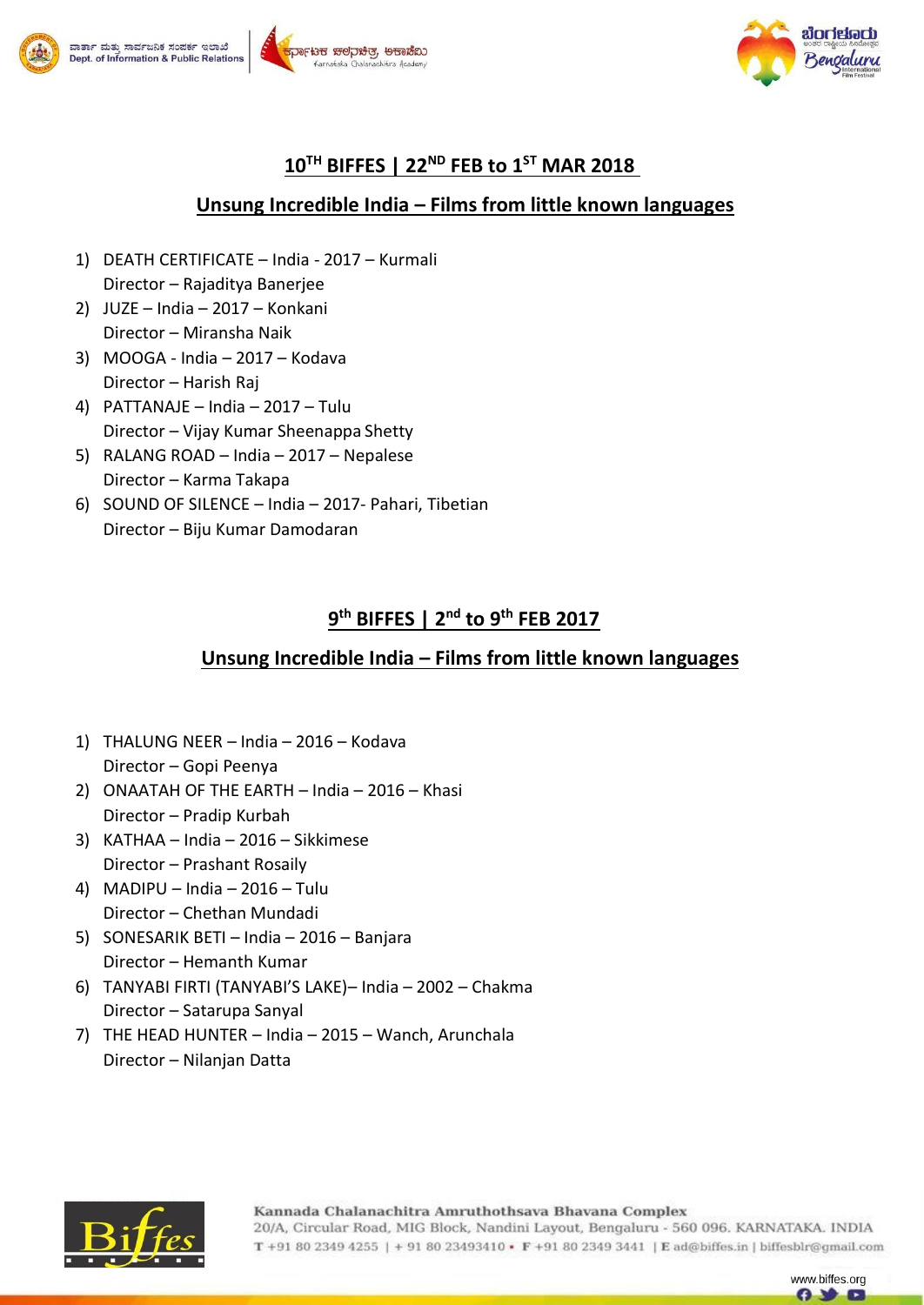## 10TH BIFFES | 22ND FEB to 1ST MAR 2018

### Unsung Incredible India – Films from little known languages

1) DEATH CERTIFICATE – India - 2017 – Kurmali
   Director – Rajaditya Banerjee
2) JUZE – India – 2017 – Konkani
   Director – Miransha Naik
3) MOOGA - India – 2017 – Kodava
   Director – Harish Raj
4) PATTANAJE – India – 2017 – Tulu
   Director – Vijay Kumar Sheenappa Shetty
5) RALANG ROAD – India – 2017 – Nepalese
   Director – Karma Takapa
6) SOUND OF SILENCE – India – 2017- Pahari, Tibetian
   Director – Biju Kumar Damodaran

## 9th BIFFES | 2nd to 9th FEB 2017

### Unsung Incredible India – Films from little known languages

1) THALUNG NEER – India – 2016 – Kodava
   Director – Gopi Peenya
2) ONAATAH OF THE EARTH – India – 2016 – Khasi
   Director – Pradip Kurbah
3) KATHAA – India – 2016 – Sikkimese
   Director – Prashant Rosaily
4) MADIPU – India – 2016 – Tulu
   Director – Chethan Mundadi
5) SONESARIK BETI – India – 2016 – Banjara
   Director – Hemanth Kumar
6) TANYABI FIRTI (TANYABI'S LAKE)– India – 2002 – Chakma
   Director – Satarupa Sanyal
7) THE HEAD HUNTER – India – 2015 – Wanch, Arunchala
   Director – Nilanjan Datta